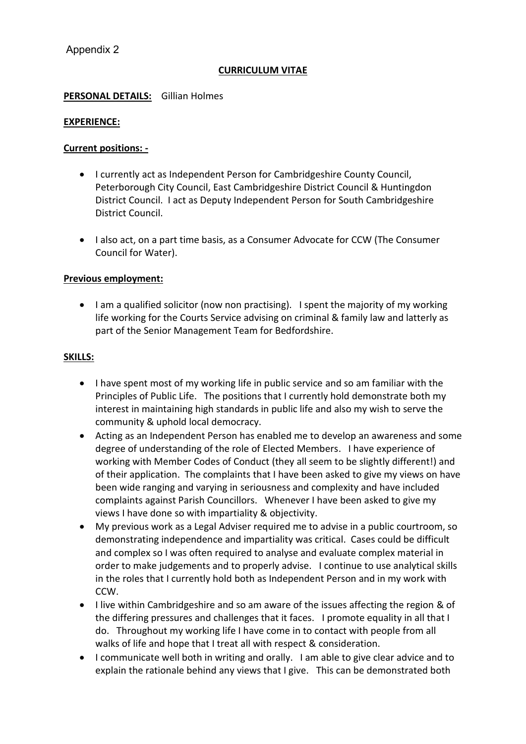Appendix 2

**CURRICULUM VITAE**

**PERSONAL DETAILS:** Gillian Holmes

**EXPERIENCE:**

**Current positions: -**

- I currently act as Independent Person for Cambridgeshire County Council, Peterborough City Council, East Cambridgeshire District Council & Huntingdon District Council. I act as Deputy Independent Person for South Cambridgeshire District Council.

- I also act, on a part time basis, as a Consumer Advocate for CCW (The Consumer Council for Water).

**Previous employment:**

- I am a qualified solicitor (now non practising). I spent the majority of my working life working for the Courts Service advising on criminal & family law and latterly as part of the Senior Management Team for Bedfordshire.

**SKILLS:**

- I have spent most of my working life in public service and so am familiar with the Principles of Public Life. The positions that I currently hold demonstrate both my interest in maintaining high standards in public life and also my wish to serve the community & uphold local democracy.
- Acting as an Independent Person has enabled me to develop an awareness and some degree of understanding of the role of Elected Members. I have experience of working with Member Codes of Conduct (they all seem to be slightly different!) and of their application. The complaints that I have been asked to give my views on have been wide ranging and varying in seriousness and complexity and have included complaints against Parish Councillors. Whenever I have been asked to give my views I have done so with impartiality & objectivity.
- My previous work as a Legal Adviser required me to advise in a public courtroom, so demonstrating independence and impartiality was critical. Cases could be difficult and complex so I was often required to analyse and evaluate complex material in order to make judgements and to properly advise. I continue to use analytical skills in the roles that I currently hold both as Independent Person and in my work with CCW.
- I live within Cambridgeshire and so am aware of the issues affecting the region & of the differing pressures and challenges that it faces. I promote equality in all that I do. Throughout my working life I have come in to contact with people from all walks of life and hope that I treat all with respect & consideration.
- I communicate well both in writing and orally. I am able to give clear advice and to explain the rationale behind any views that I give. This can be demonstrated both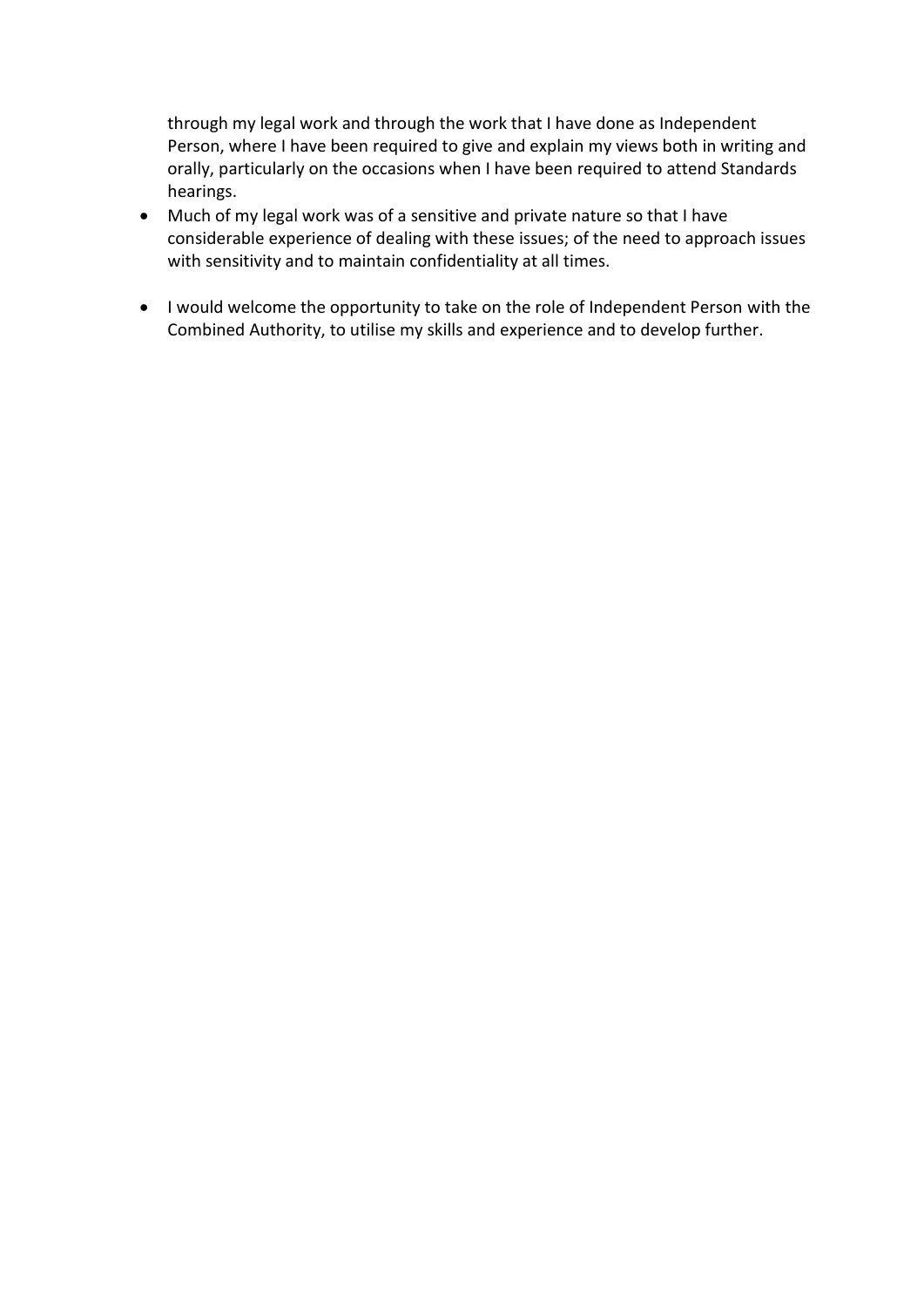through my legal work and through the work that I have done as Independent Person, where I have been required to give and explain my views both in writing and orally, particularly on the occasions when I have been required to attend Standards hearings.

- Much of my legal work was of a sensitive and private nature so that I have considerable experience of dealing with these issues; of the need to approach issues with sensitivity and to maintain confidentiality at all times.

- I would welcome the opportunity to take on the role of Independent Person with the Combined Authority, to utilise my skills and experience and to develop further.